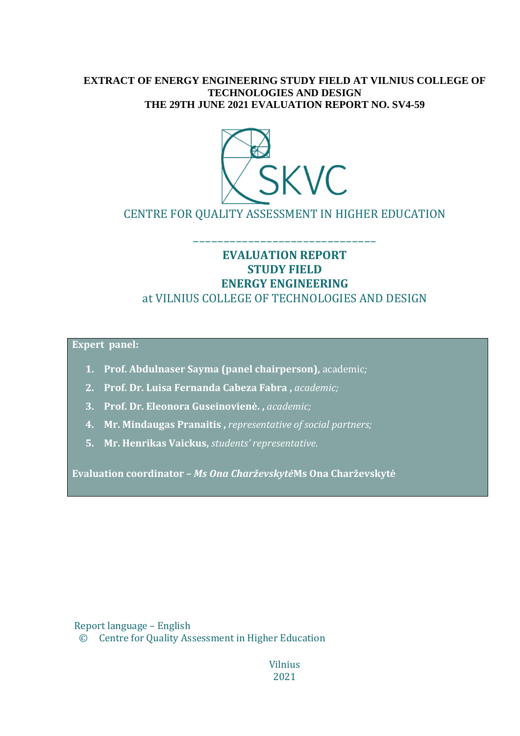**EXTRACT OF ENERGY ENGINEERING STUDY FIELD AT VILNIUS COLLEGE OF TECHNOLOGIES AND DESIGN**
**THE 29TH JUNE 2021 EVALUATION REPORT NO. SV4-59**

SKVC

CENTRE FOR QUALITY ASSESSMENT IN HIGHER EDUCATION

______________________________

# EVALUATION REPORT
# STUDY FIELD
# ENERGY ENGINEERING

at VILNIUS COLLEGE OF TECHNOLOGIES AND DESIGN

**Expert panel:**

1. **Prof. Abdulnaser Sayma (panel chairperson),** academic*;*
2. **Prof. Dr. Luisa Fernanda Cabeza Fabra ,** *academic;*
3. **Prof. Dr. Eleonora Guseinovienė. ,** *academic;*
4. **Mr. Mindaugas Pranaitis ,** *representative of social partners;*
5. **Mr. Henrikas Vaickus,** *students' representative.*

**Evaluation coordinator –** ***Ms Ona Charževskytė*****Ms Ona Charževskytė**

Report language – English

© Centre for Quality Assessment in Higher Education

Vilnius
2021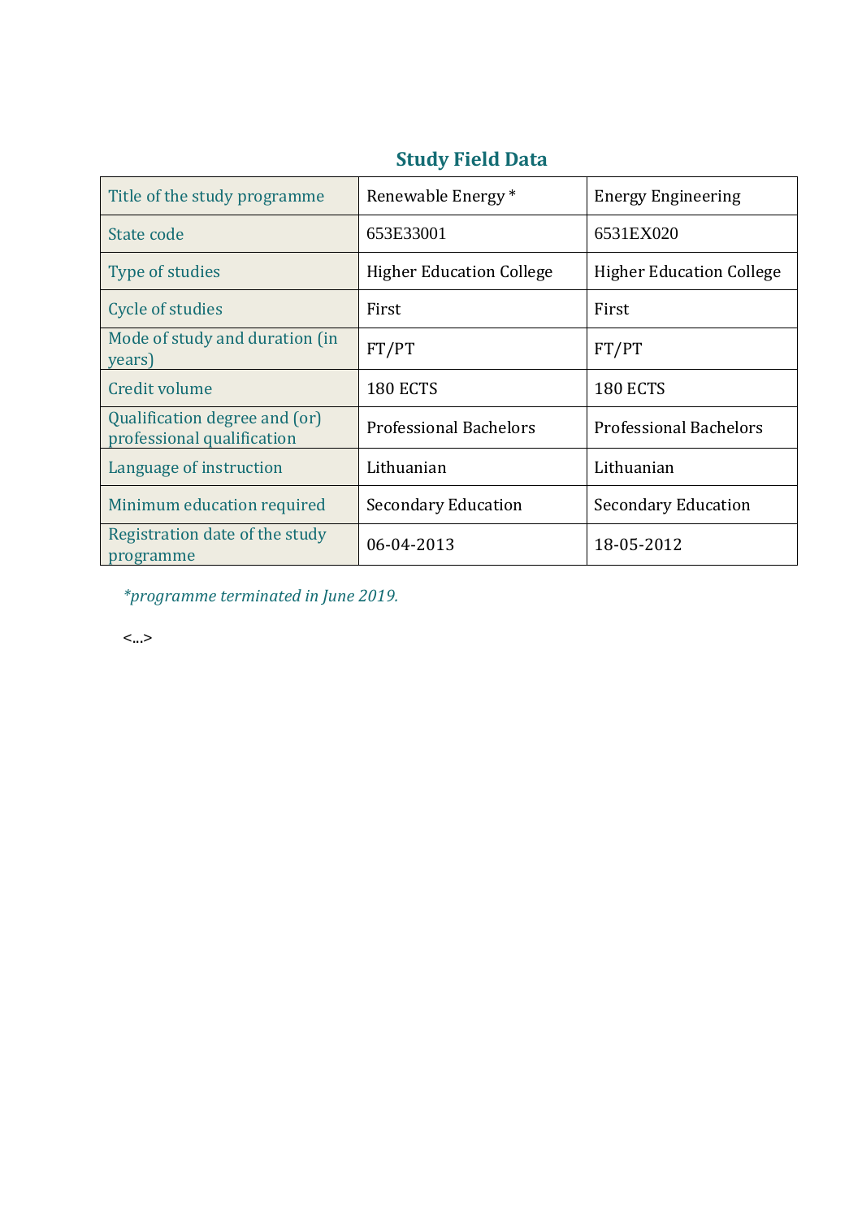## Study Field Data

| Title of the study programme | Renewable Energy * | Energy Engineering |
|---|---|---|
| State code | 653E33001 | 6531EX020 |
| Type of studies | Higher Education College | Higher Education College |
| Cycle of studies | First | First |
| Mode of study and duration (in years) | FT/PT | FT/PT |
| Credit volume | 180 ECTS | 180 ECTS |
| Qualification degree and (or) professional qualification | Professional Bachelors | Professional Bachelors |
| Language of instruction | Lithuanian | Lithuanian |
| Minimum education required | Secondary Education | Secondary Education |
| Registration date of the study programme | 06-04-2013 | 18-05-2012 |

*\*programme terminated in June 2019.*

<...>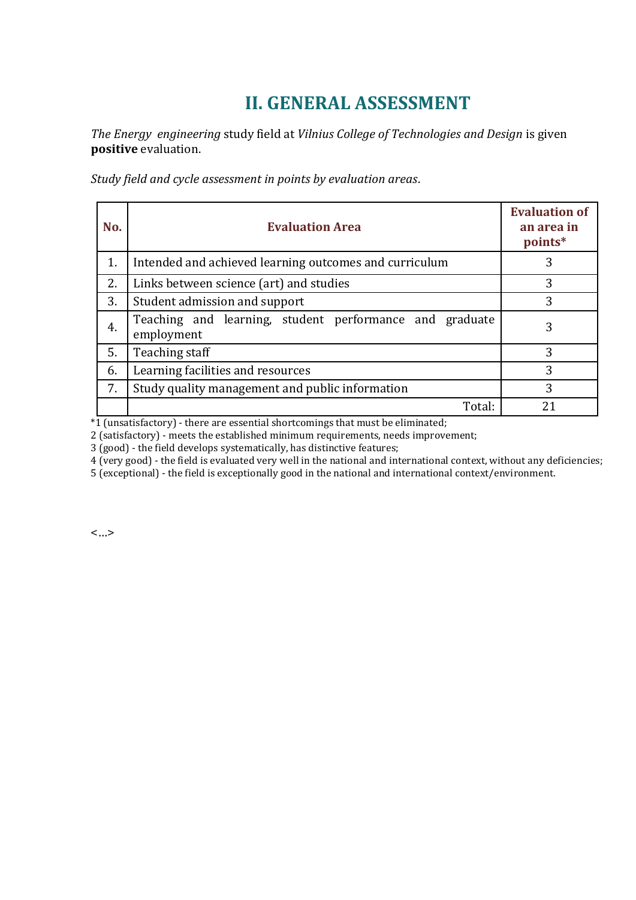# II. GENERAL ASSESSMENT

*The Energy engineering* study field at *Vilnius College of Technologies and Design* is given **positive** evaluation.

*Study field and cycle assessment in points by evaluation areas*.

| No. | Evaluation Area | Evaluation of an area in points* |
|---|---|---|
| 1. | Intended and achieved learning outcomes and curriculum | 3 |
| 2. | Links between science (art) and studies | 3 |
| 3. | Student admission and support | 3 |
| 4. | Teaching and learning, student performance and graduate employment | 3 |
| 5. | Teaching staff | 3 |
| 6. | Learning facilities and resources | 3 |
| 7. | Study quality management and public information | 3 |
| | Total: | 21 |

*1 (unsatisfactory) - there are essential shortcomings that must be eliminated;
2 (satisfactory) - meets the established minimum requirements, needs improvement;
3 (good) - the field develops systematically, has distinctive features;
4 (very good) - the field is evaluated very well in the national and international context, without any deficiencies;
5 (exceptional) - the field is exceptionally good in the national and international context/environment.

<...>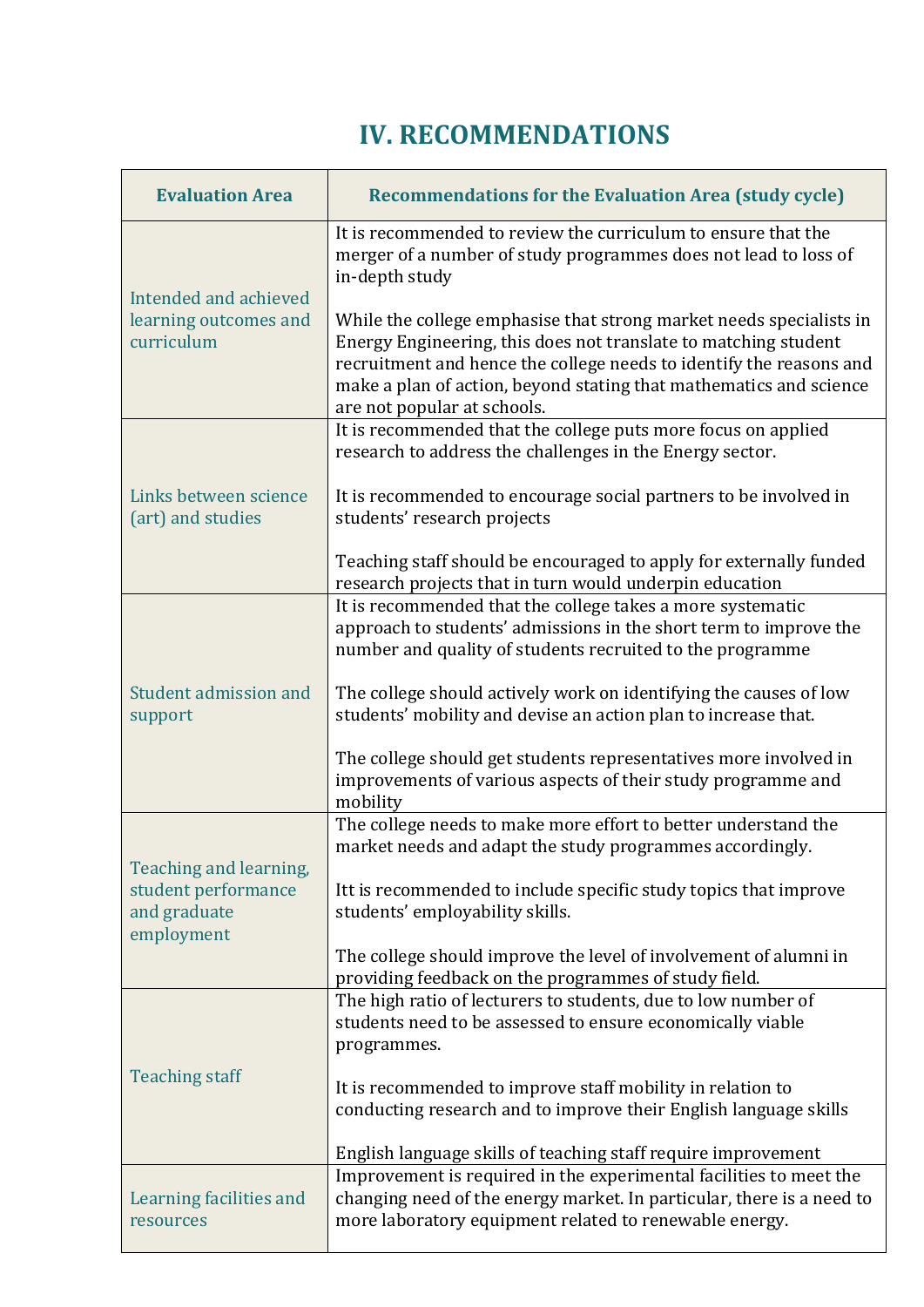# IV. RECOMMENDATIONS

| Evaluation Area | Recommendations for the Evaluation Area (study cycle) |
|---|---|
| Intended and achieved learning outcomes and curriculum | It is recommended to review the curriculum to ensure that the merger of a number of study programmes does not lead to loss of in-depth study<br><br>While the college emphasise that strong market needs specialists in Energy Engineering, this does not translate to matching student recruitment and hence the college needs to identify the reasons and make a plan of action, beyond stating that mathematics and science are not popular at schools. |
| Links between science (art) and studies | It is recommended that the college puts more focus on applied research to address the challenges in the Energy sector.<br><br>It is recommended to encourage social partners to be involved in students' research projects<br><br>Teaching staff should be encouraged to apply for externally funded research projects that in turn would underpin education |
| Student admission and support | It is recommended that the college takes a more systematic approach to students' admissions in the short term to improve the number and quality of students recruited to the programme<br><br>The college should actively work on identifying the causes of low students' mobility and devise an action plan to increase that.<br><br>The college should get students representatives more involved in improvements of various aspects of their study programme and mobility |
| Teaching and learning, student performance and graduate employment | The college needs to make more effort to better understand the market needs and adapt the study programmes accordingly.<br><br>Itt is recommended to include specific study topics that improve students' employability skills.<br><br>The college should improve the level of involvement of alumni in providing feedback on the programmes of study field. |
| Teaching staff | The high ratio of lecturers to students, due to low number of students need to be assessed to ensure economically viable programmes.<br><br>It is recommended to improve staff mobility in relation to conducting research and to improve their English language skills<br><br>English language skills of teaching staff require improvement |
| Learning facilities and resources | Improvement is required in the experimental facilities to meet the changing need of the energy market. In particular, there is a need to more laboratory equipment related to renewable energy. |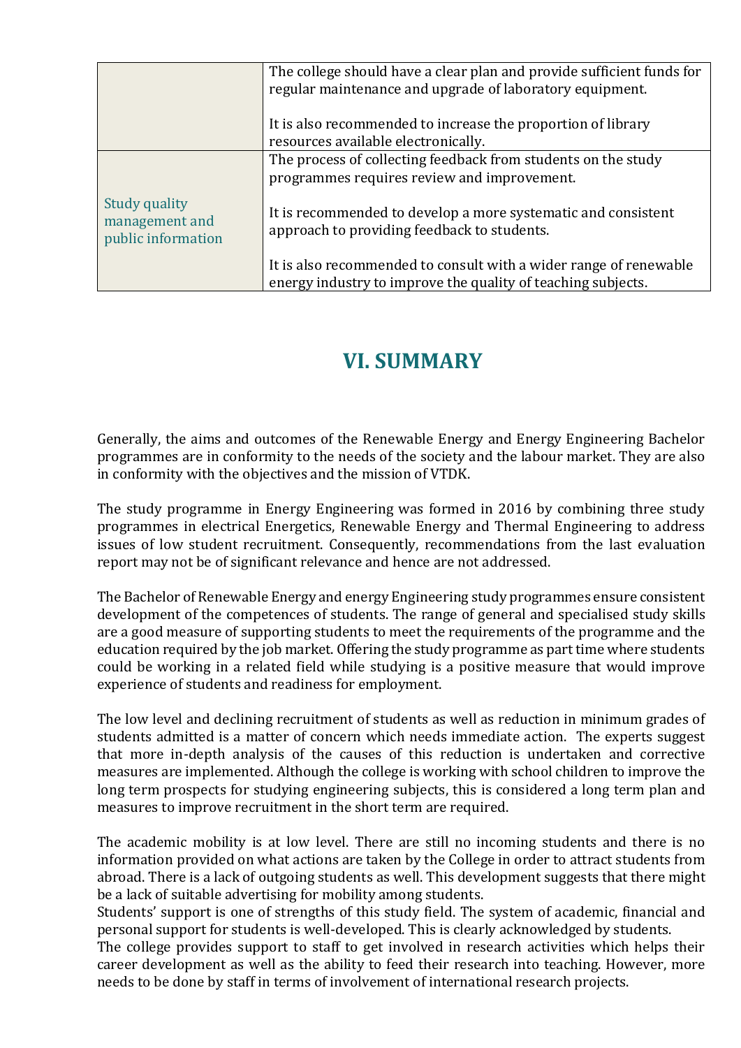|  |  |
| --- | --- |
|  | The college should have a clear plan and provide sufficient funds for regular maintenance and upgrade of laboratory equipment.<br><br>It is also recommended to increase the proportion of library resources available electronically. |
| Study quality management and public information | The process of collecting feedback from students on the study programmes requires review and improvement.<br><br>It is recommended to develop a more systematic and consistent approach to providing feedback to students.<br><br>It is also recommended to consult with a wider range of renewable energy industry to improve the quality of teaching subjects. |

# VI. SUMMARY

Generally, the aims and outcomes of the Renewable Energy and Energy Engineering Bachelor programmes are in conformity to the needs of the society and the labour market. They are also in conformity with the objectives and the mission of VTDK.

The study programme in Energy Engineering was formed in 2016 by combining three study programmes in electrical Energetics, Renewable Energy and Thermal Engineering to address issues of low student recruitment. Consequently, recommendations from the last evaluation report may not be of significant relevance and hence are not addressed.

The Bachelor of Renewable Energy and energy Engineering study programmes ensure consistent development of the competences of students. The range of general and specialised study skills are a good measure of supporting students to meet the requirements of the programme and the education required by the job market. Offering the study programme as part time where students could be working in a related field while studying is a positive measure that would improve experience of students and readiness for employment.

The low level and declining recruitment of students as well as reduction in minimum grades of students admitted is a matter of concern which needs immediate action. The experts suggest that more in-depth analysis of the causes of this reduction is undertaken and corrective measures are implemented. Although the college is working with school children to improve the long term prospects for studying engineering subjects, this is considered a long term plan and measures to improve recruitment in the short term are required.

The academic mobility is at low level. There are still no incoming students and there is no information provided on what actions are taken by the College in order to attract students from abroad. There is a lack of outgoing students as well. This development suggests that there might be a lack of suitable advertising for mobility among students.

Students' support is one of strengths of this study field. The system of academic, financial and personal support for students is well-developed. This is clearly acknowledged by students.

The college provides support to staff to get involved in research activities which helps their career development as well as the ability to feed their research into teaching. However, more needs to be done by staff in terms of involvement of international research projects.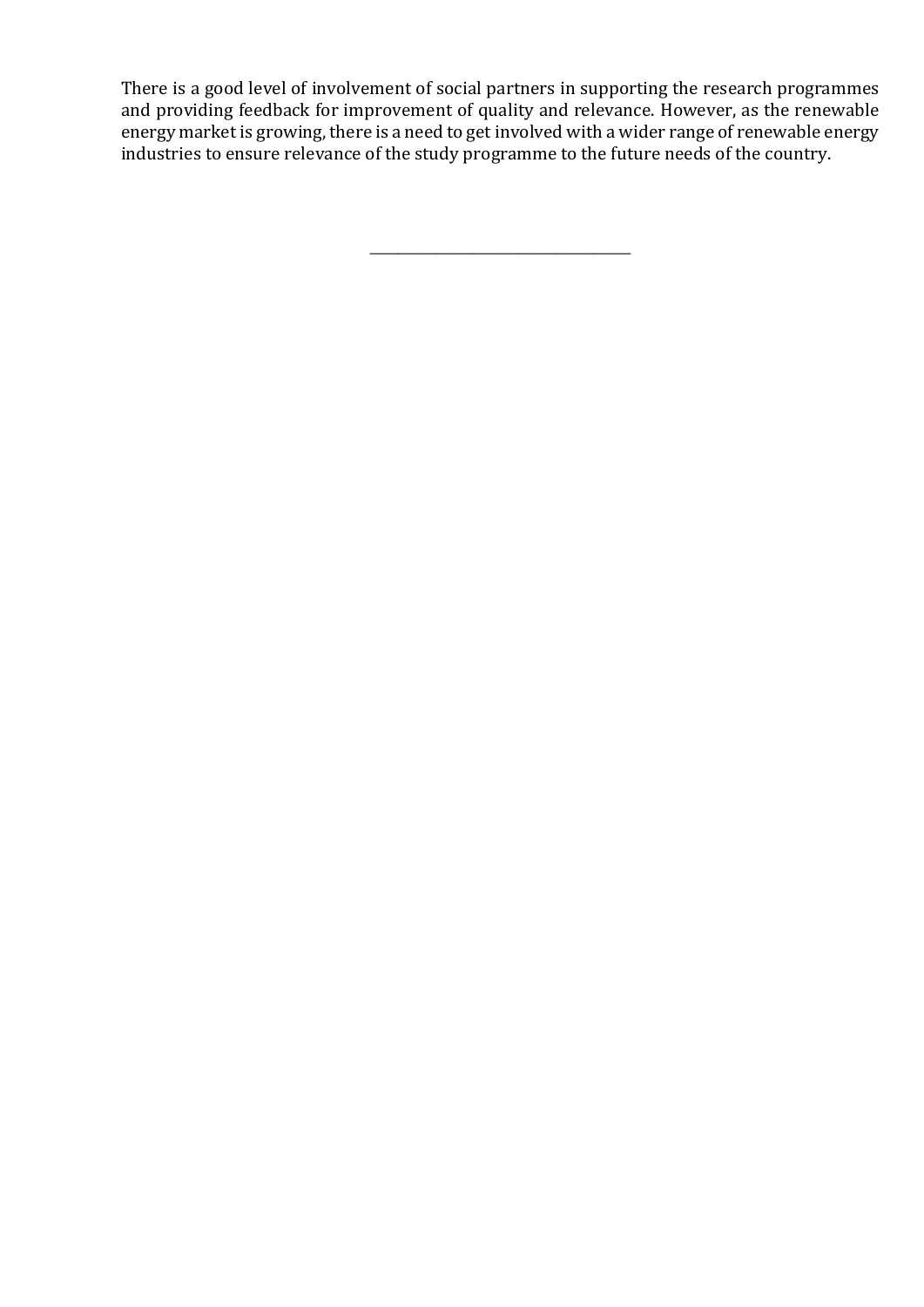There is a good level of involvement of social partners in supporting the research programmes and providing feedback for improvement of quality and relevance. However, as the renewable energy market is growing, there is a need to get involved with a wider range of renewable energy industries to ensure relevance of the study programme to the future needs of the country.

---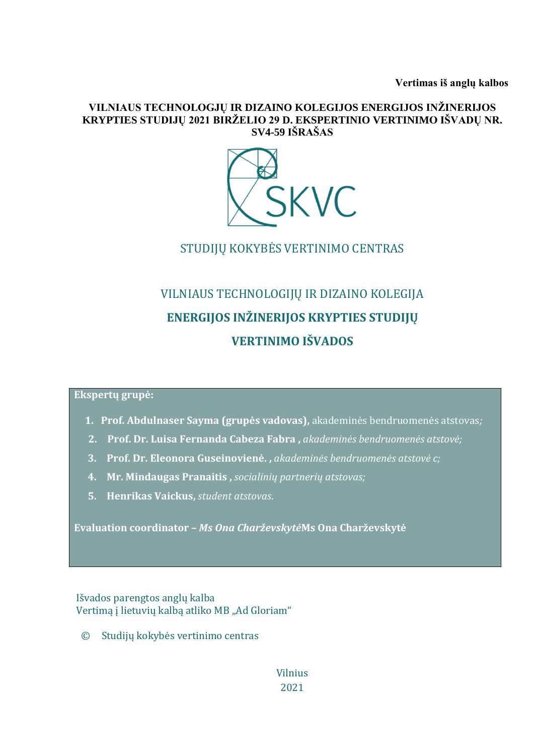**Vertimas iš anglų kalbos**

**VILNIAUS TECHNOLOGJŲ IR DIZAINO KOLEGIJOS ENERGIJOS INŽINERIJOS KRYPTIES STUDIJŲ 2021 BIRŽELIO 29 D. EKSPERTINIO VERTINIMO IŠVADŲ NR. SV4-59 IŠRAŠAS**

STUDIJŲ KOKYBĖS VERTINIMO CENTRAS

VILNIAUS TECHNOLOGIJŲ IR DIZAINO KOLEGIJA

**ENERGIJOS INŽINERIJOS KRYPTIES STUDIJŲ**

**VERTINIMO IŠVADOS**

**Ekspertų grupė:**

1. **Prof. Abdulnaser Sayma (grupės vadovas)**, akademinės bendruomenės atstovas*;*
2. **Prof. Dr. Luisa Fernanda Cabeza Fabra ,** *akademinės bendruomenės atstovė;*
3. **Prof. Dr. Eleonora Guseinovienė. ,** *akademinės bendruomenės atstovė c;*
4. **Mr. Mindaugas Pranaitis ,** *socialinių partnerių atstovas;*
5. **Henrikas Vaickus,** *student atstovas.*

**Evaluation coordinator –** ***Ms Ona Charževskytė*****Ms Ona Charževskytė**

Išvados parengtos anglų kalba
Vertimą į lietuvių kalbą atliko MB „Ad Gloriam“

© Studijų kokybės vertinimo centras

Vilnius
2021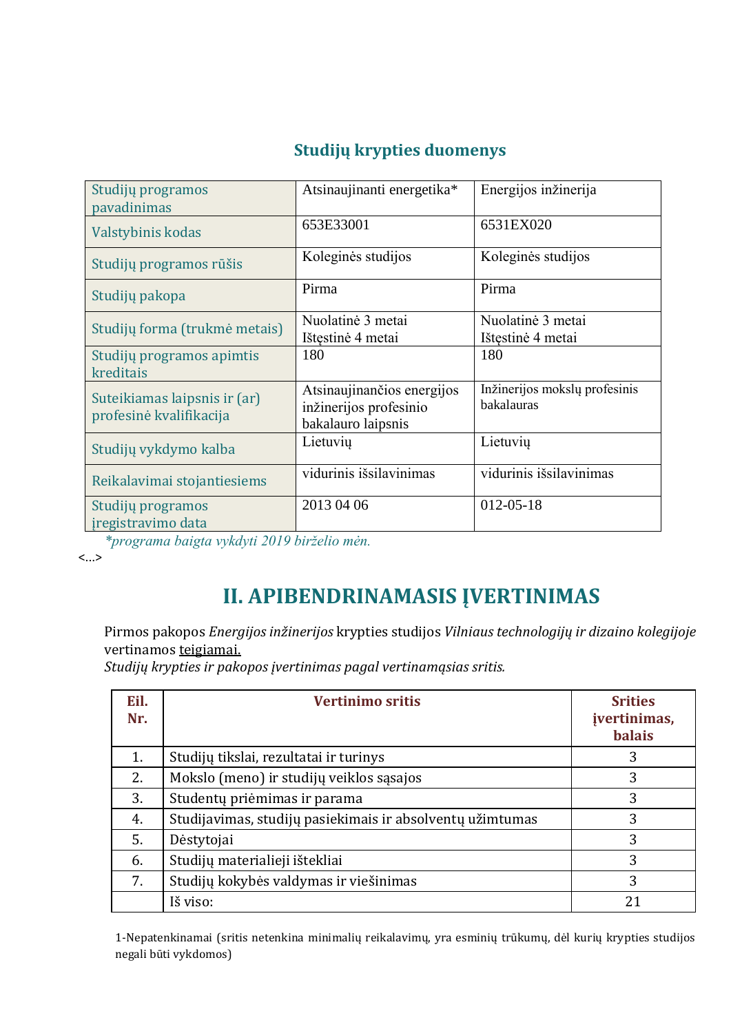## Studijų krypties duomenys

| Studijų programos pavadinimas | Atsinaujinanti energetika* | Energijos inžinerija |
|---|---|---|
| Valstybinis kodas | 653E33001 | 6531EX020 |
| Studijų programos rūšis | Koleginės studijos | Koleginės studijos |
| Studijų pakopa | Pirma | Pirma |
| Studijų forma (trukmė metais) | Nuolatinė 3 metai<br>Ištęstinė 4 metai | Nuolatinė 3 metai<br>Ištęstinė 4 metai |
| Studijų programos apimtis kreditais | 180 | 180 |
| Suteikiamas laipsnis ir (ar) profesinė kvalifikacija | Atsinaujinančios energijos inžinerijos profesinio bakalauro laipsnis | Inžinerijos mokslų profesinis bakalauras |
| Studijų vykdymo kalba | Lietuvių | Lietuvių |
| Reikalavimai stojantiesiems | vidurinis išsilavinimas | vidurinis išsilavinimas |
| Studijų programos įregistravimo data | 2013 04 06 | 012-05-18 |

*\*programa baigta vykdyti 2019 birželio mėn.*

<...>

# II. APIBENDRINAMASIS ĮVERTINIMAS

Pirmos pakopos *Energijos inžinerijos* krypties studijos *Vilniaus technologijų ir dizaino kolegijoje* vertinamos teigiamai.

*Studijų krypties ir pakopos įvertinimas pagal vertinamąsias sritis.*

| Eil. Nr. | Vertinimo sritis | Srities įvertinimas, balais |
|---|---|---|
| 1. | Studijų tikslai, rezultatai ir turinys | 3 |
| 2. | Mokslo (meno) ir studijų veiklos sąsajos | 3 |
| 3. | Studentų priėmimas ir parama | 3 |
| 4. | Studijavimas, studijų pasiekimai ir absolventų užimtumas | 3 |
| 5. | Dėstytojai | 3 |
| 6. | Studijų materialieji ištekliai | 3 |
| 7. | Studijų kokybės valdymas ir viešinimas | 3 |
| | Iš viso: | 21 |

1-Nepatenkinamai (sritis netenkina minimalių reikalavimų, yra esminių trūkumų, dėl kurių krypties studijos negali būti vykdomos)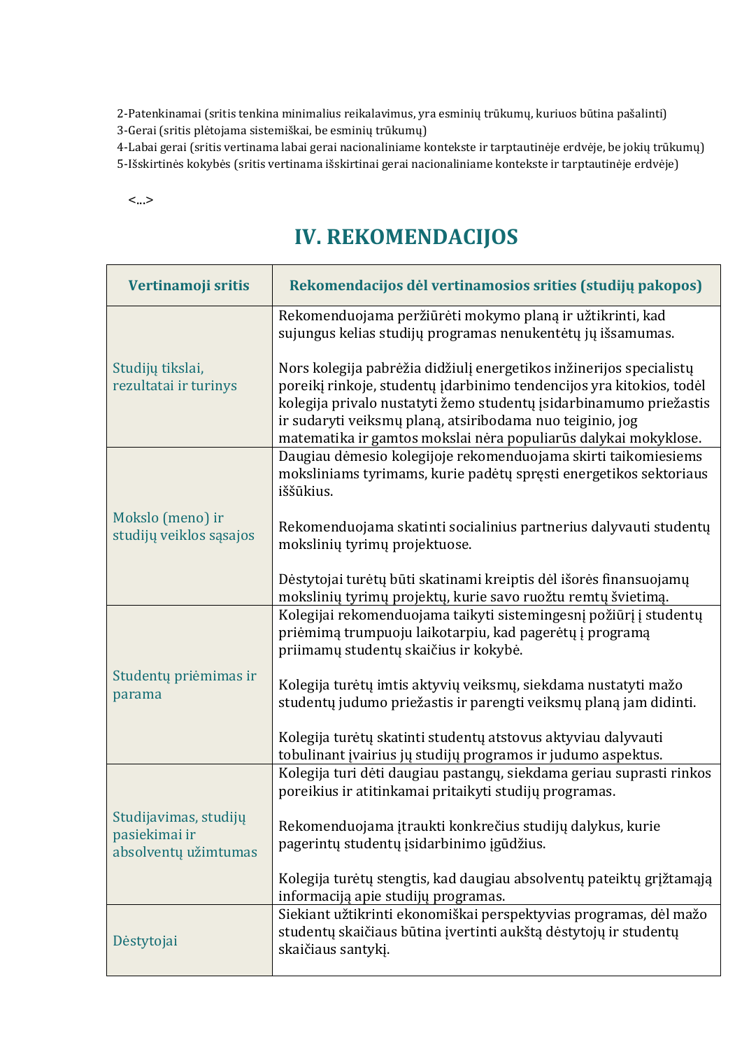2-Patenkinamai (sritis tenkina minimalius reikalavimus, yra esminių trūkumų, kuriuos būtina pašalinti)
3-Gerai (sritis plėtojama sistemiškai, be esminių trūkumų)
4-Labai gerai (sritis vertinama labai gerai nacionaliniame kontekste ir tarptautinėje erdvėje, be jokių trūkumų)
5-Išskirtinės kokybės (sritis vertinama išskirtinai gerai nacionaliniame kontekste ir tarptautinėje erdvėje)

<...>

# IV. REKOMENDACIJOS

| Vertinamoji sritis | Rekomendacijos dėl vertinamosios srities (studijų pakopos) |
|---|---|
| Studijų tikslai, rezultatai ir turinys | Rekomenduojama peržiūrėti mokymo planą ir užtikrinti, kad sujungus kelias studijų programas nenukentėtų jų išsamumas.<br><br>Nors kolegija pabrėžia didžiulį energetikos inžinerijos specialistų poreikį rinkoje, studentų įdarbinimo tendencijos yra kitokios, todėl kolegija privalo nustatyti žemo studentų įsidarbinamumo priežastis ir sudaryti veiksmų planą, atsiribodama nuo teiginio, jog matematika ir gamtos mokslai nėra populiarūs dalykai mokyklose. |
| Mokslo (meno) ir studijų veiklos sąsajos | Daugiau dėmesio kolegijoje rekomenduojama skirti taikomiesiems moksliniams tyrimams, kurie padėtų spręsti energetikos sektoriaus iššūkius.<br><br>Rekomenduojama skatinti socialinius partnerius dalyvauti studentų mokslinių tyrimų projektuose.<br><br>Dėstytojai turėtų būti skatinami kreiptis dėl išorės finansuojamų mokslinių tyrimų projektų, kurie savo ruožtu remtų švietimą. |
| Studentų priėmimas ir parama | Kolegijai rekomenduojama taikyti sistemingesnį požiūrį į studentų priėmimą trumpuoju laikotarpiu, kad pagerėtų į programą priimamų studentų skaičius ir kokybė.<br><br>Kolegija turėtų imtis aktyvių veiksmų, siekdama nustatyti mažo studentų judumo priežastis ir parengti veiksmų planą jam didinti.<br><br>Kolegija turėtų skatinti studentų atstovus aktyviau dalyvauti tobulinant įvairius jų studijų programos ir judumo aspektus. |
| Studijavimas, studijų pasiekimai ir absolventų užimtumas | Kolegija turi dėti daugiau pastangų, siekdama geriau suprasti rinkos poreikius ir atitinkamai pritaikyti studijų programas.<br><br>Rekomenduojama įtraukti konkrečius studijų dalykus, kurie pagerintų studentų įsidarbinimo įgūdžius.<br><br>Kolegija turėtų stengtis, kad daugiau absolventų pateiktų grįžtamąją informaciją apie studijų programas. |
| Dėstytojai | Siekiant užtikrinti ekonomiškai perspektyvias programas, dėl mažo studentų skaičiaus būtina įvertinti aukštą dėstytojų ir studentų skaičiaus santykį. |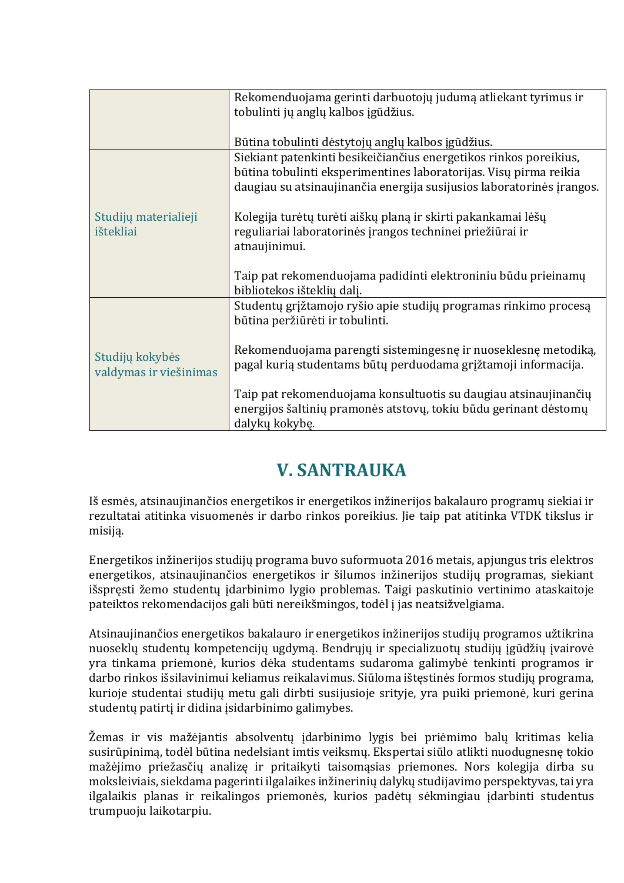| | |
|---|---|
| | Rekomenduojama gerinti darbuotojų judumą atliekant tyrimus ir tobulinti jų anglų kalbos įgūdžius.<br><br>Būtina tobulinti dėstytojų anglų kalbos įgūdžius. |
| Studijų materialieji ištekliai | Siekiant patenkinti besikeičiančius energetikos rinkos poreikius, būtina tobulinti eksperimentines laboratorijas. Visų pirma reikia daugiau su atsinaujinančia energija susijusios laboratorinės įrangos.<br><br>Kolegija turėtų turėti aiškų planą ir skirti pakankamai lėšų reguliariai laboratorinės įrangos techninei priežiūrai ir atnaujinimui.<br><br>Taip pat rekomenduojama padidinti elektroniniu būdu prieinamų bibliotekos išteklių dalį. |
| Studijų kokybės valdymas ir viešinimas | Studentų grįžtamojo ryšio apie studijų programas rinkimo procesą būtina peržiūrėti ir tobulinti.<br><br>Rekomenduojama parengti sistemingesnę ir nuoseklesnę metodiką, pagal kurią studentams būtų perduodama grįžtamoji informacija.<br><br>Taip pat rekomenduojama konsultuotis su daugiau atsinaujinančių energijos šaltinių pramonės atstovų, tokiu būdu gerinant dėstomų dalykų kokybę. |

# V. SANTRAUKA

Iš esmės, atsinaujinančios energetikos ir energetikos inžinerijos bakalauro programų siekiai ir rezultatai atitinka visuomenės ir darbo rinkos poreikius. Jie taip pat atitinka VTDK tikslus ir misiją.

Energetikos inžinerijos studijų programa buvo suformuota 2016 metais, apjungus tris elektros energetikos, atsinaujinančios energetikos ir šilumos inžinerijos studijų programas, siekiant išspręsti žemo studentų įdarbinimo lygio problemas. Taigi paskutinio vertinimo ataskaitoje pateiktos rekomendacijos gali būti nereikšmingos, todėl į jas neatsižvelgiama.

Atsinaujinančios energetikos bakalauro ir energetikos inžinerijos studijų programos užtikrina nuoseklų studentų kompetencijų ugdymą. Bendrųjų ir specializuotų studijų įgūdžių įvairovė yra tinkama priemonė, kurios dėka studentams sudaroma galimybė tenkinti programos ir darbo rinkos išsilavinimui keliamus reikalavimus. Siūloma ištęstinės formos studijų programa, kurioje studentai studijų metu gali dirbti susijusioje srityje, yra puiki priemonė, kuri gerina studentų patirtį ir didina įsidarbinimo galimybes.

Žemas ir vis mažėjantis absolventų įdarbinimo lygis bei priėmimo balų kritimas kelia susirūpinimą, todėl būtina nedelsiant imtis veiksmų. Ekspertai siūlo atlikti nuodugnesnę tokio mažėjimo priežasčių analizę ir pritaikyti taisomąsias priemones. Nors kolegija dirba su moksleiviais, siekdama pagerinti ilgalaikes inžinerinių dalykų studijavimo perspektyvas, tai yra ilgalaikis planas ir reikalingos priemonės, kurios padėtų sėkmingiau įdarbinti studentus trumpuoju laikotarpiu.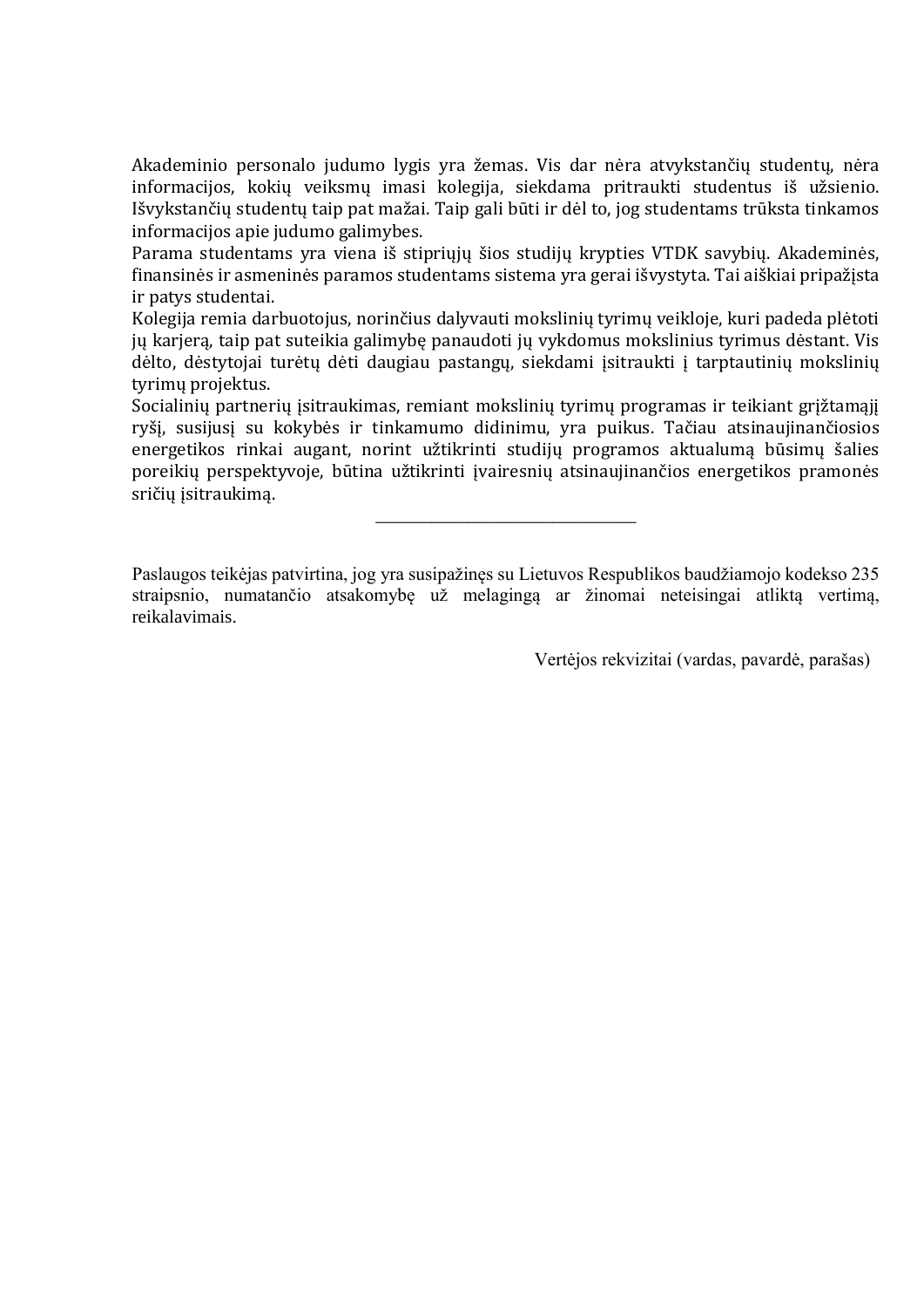Akademinio personalo judumo lygis yra žemas. Vis dar nėra atvykstančių studentų, nėra informacijos, kokių veiksmų imasi kolegija, siekdama pritraukti studentus iš užsienio. Išvykstančių studentų taip pat mažai. Taip gali būti ir dėl to, jog studentams trūksta tinkamos informacijos apie judumo galimybes.

Parama studentams yra viena iš stipriųjų šios studijų krypties VTDK savybių. Akademinės, finansinės ir asmeninės paramos studentams sistema yra gerai išvystyta. Tai aiškiai pripažįsta ir patys studentai.

Kolegija remia darbuotojus, norinčius dalyvauti mokslinių tyrimų veikloje, kuri padeda plėtoti jų karjerą, taip pat suteikia galimybę panaudoti jų vykdomus mokslinius tyrimus dėstant. Vis dėlto, dėstytojai turėtų dėti daugiau pastangų, siekdami įsitraukti į tarptautinių mokslinių tyrimų projektus.

Socialinių partnerių įsitraukimas, remiant mokslinių tyrimų programas ir teikiant grįžtamąjį ryšį, susijusį su kokybės ir tinkamumo didinimu, yra puikus. Tačiau atsinaujinančiosios energetikos rinkai augant, norint užtikrinti studijų programos aktualumą būsimų šalies poreikių perspektyvoje, būtina užtikrinti įvairesnių atsinaujinančios energetikos pramonės sričių įsitraukimą.

---

Paslaugos teikėjas patvirtina, jog yra susipažinęs su Lietuvos Respublikos baudžiamojo kodekso 235 straipsnio, numatančio atsakomybę už melagingą ar žinomai neteisingai atliktą vertimą, reikalavimais.

Vertėjos rekvizitai (vardas, pavardė, parašas)